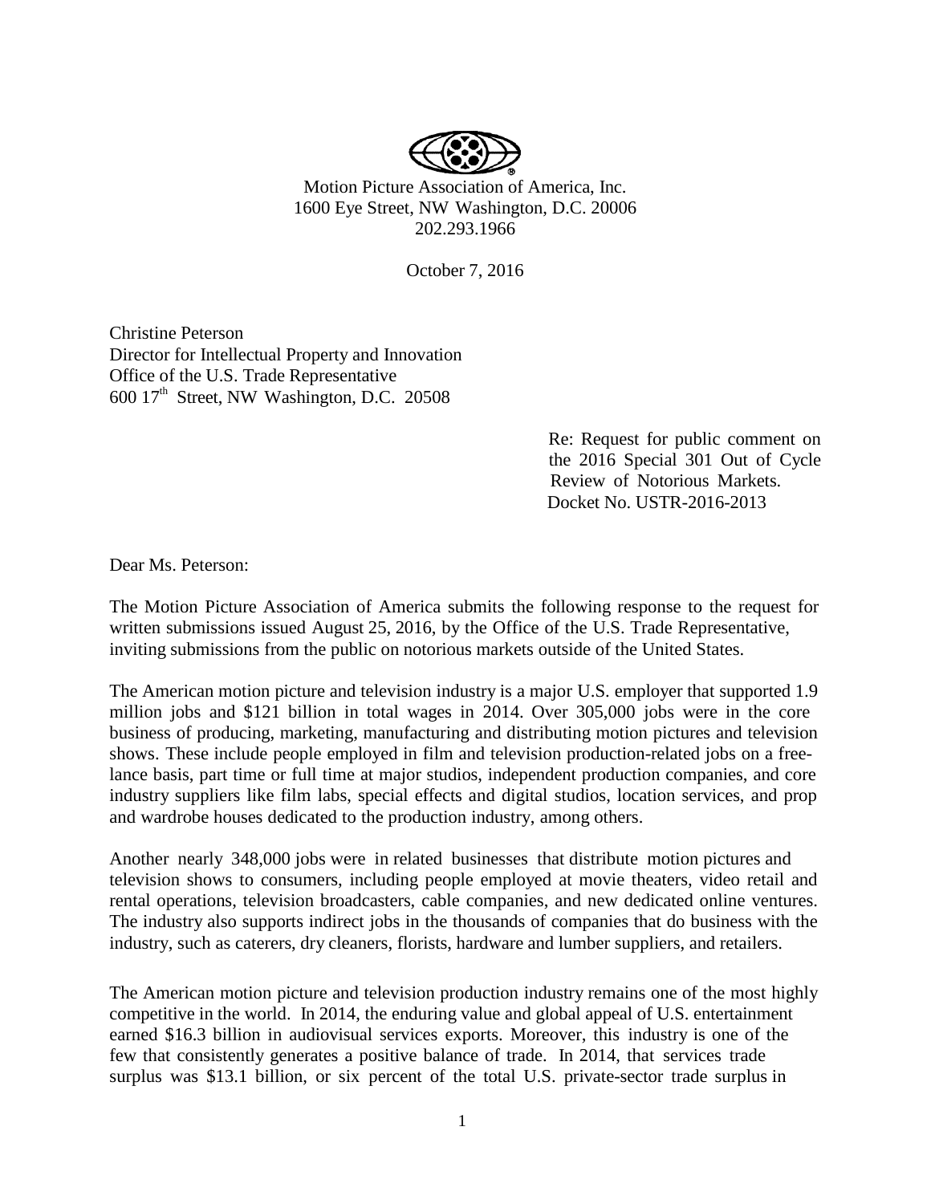Motion Picture Association of America, Inc.
1600 Eye Street, NW Washington, D.C. 20006
202.293.1966

October 7, 2016

Christine Peterson
Director for Intellectual Property and Innovation
Office of the U.S. Trade Representative
600 17th Street, NW Washington, D.C. 20508

Re: Request for public comment on the 2016 Special 301 Out of Cycle Review of Notorious Markets.
Docket No. USTR-2016-2013

Dear Ms. Peterson:

The Motion Picture Association of America submits the following response to the request for written submissions issued August 25, 2016, by the Office of the U.S. Trade Representative, inviting submissions from the public on notorious markets outside of the United States.

The American motion picture and television industry is a major U.S. employer that supported 1.9 million jobs and $121 billion in total wages in 2014. Over 305,000 jobs were in the core business of producing, marketing, manufacturing and distributing motion pictures and television shows. These include people employed in film and television production-related jobs on a free-lance basis, part time or full time at major studios, independent production companies, and core industry suppliers like film labs, special effects and digital studios, location services, and prop and wardrobe houses dedicated to the production industry, among others.

Another nearly 348,000 jobs were in related businesses that distribute motion pictures and television shows to consumers, including people employed at movie theaters, video retail and rental operations, television broadcasters, cable companies, and new dedicated online ventures. The industry also supports indirect jobs in the thousands of companies that do business with the industry, such as caterers, dry cleaners, florists, hardware and lumber suppliers, and retailers.

The American motion picture and television production industry remains one of the most highly competitive in the world. In 2014, the enduring value and global appeal of U.S. entertainment earned $16.3 billion in audiovisual services exports. Moreover, this industry is one of the few that consistently generates a positive balance of trade. In 2014, that services trade surplus was $13.1 billion, or six percent of the total U.S. private-sector trade surplus in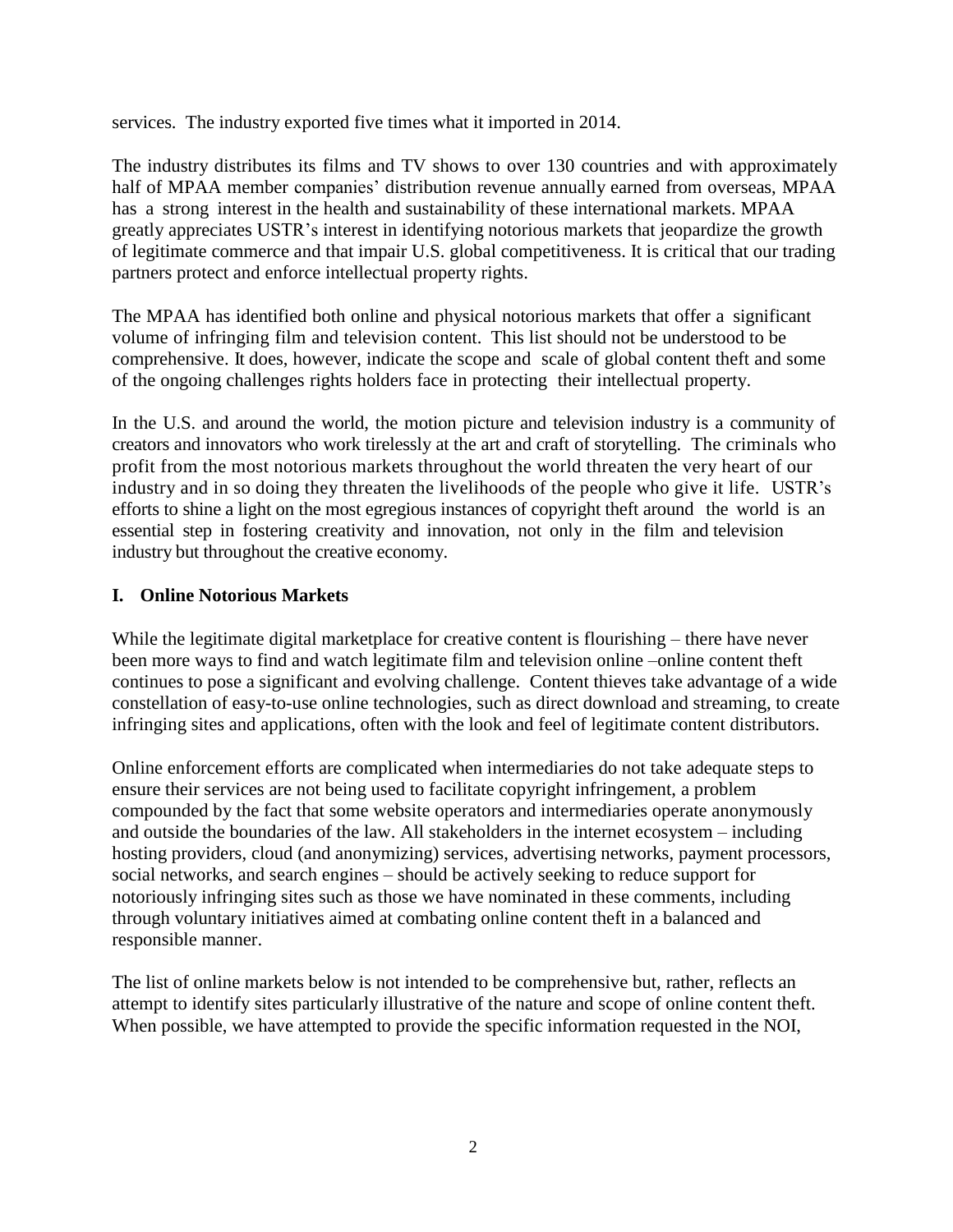services. The industry exported five times what it imported in 2014.

The industry distributes its films and TV shows to over 130 countries and with approximately half of MPAA member companies' distribution revenue annually earned from overseas, MPAA has a strong interest in the health and sustainability of these international markets. MPAA greatly appreciates USTR's interest in identifying notorious markets that jeopardize the growth of legitimate commerce and that impair U.S. global competitiveness. It is critical that our trading partners protect and enforce intellectual property rights.

The MPAA has identified both online and physical notorious markets that offer a significant volume of infringing film and television content. This list should not be understood to be comprehensive. It does, however, indicate the scope and scale of global content theft and some of the ongoing challenges rights holders face in protecting their intellectual property.

In the U.S. and around the world, the motion picture and television industry is a community of creators and innovators who work tirelessly at the art and craft of storytelling. The criminals who profit from the most notorious markets throughout the world threaten the very heart of our industry and in so doing they threaten the livelihoods of the people who give it life. USTR's efforts to shine a light on the most egregious instances of copyright theft around the world is an essential step in fostering creativity and innovation, not only in the film and television industry but throughout the creative economy.

## I. Online Notorious Markets

While the legitimate digital marketplace for creative content is flourishing – there have never been more ways to find and watch legitimate film and television online –online content theft continues to pose a significant and evolving challenge. Content thieves take advantage of a wide constellation of easy-to-use online technologies, such as direct download and streaming, to create infringing sites and applications, often with the look and feel of legitimate content distributors.

Online enforcement efforts are complicated when intermediaries do not take adequate steps to ensure their services are not being used to facilitate copyright infringement, a problem compounded by the fact that some website operators and intermediaries operate anonymously and outside the boundaries of the law. All stakeholders in the internet ecosystem – including hosting providers, cloud (and anonymizing) services, advertising networks, payment processors, social networks, and search engines – should be actively seeking to reduce support for notoriously infringing sites such as those we have nominated in these comments, including through voluntary initiatives aimed at combating online content theft in a balanced and responsible manner.

The list of online markets below is not intended to be comprehensive but, rather, reflects an attempt to identify sites particularly illustrative of the nature and scope of online content theft. When possible, we have attempted to provide the specific information requested in the NOI,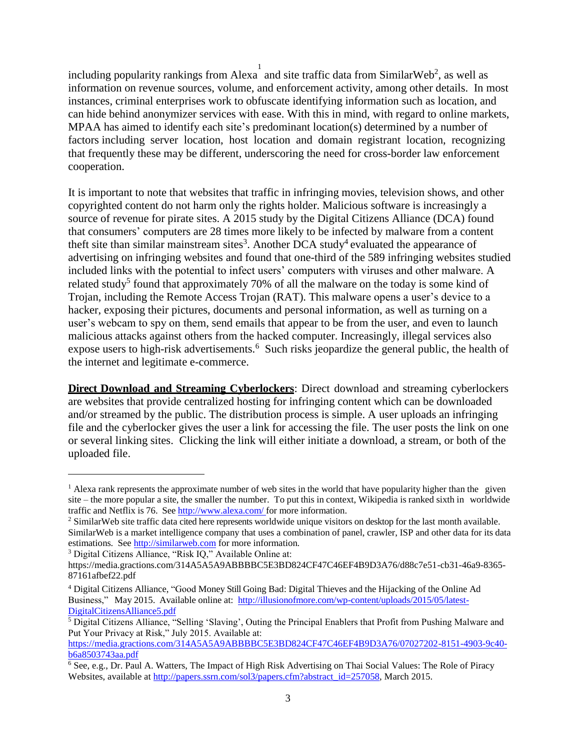including popularity rankings from Alexa[1] and site traffic data from SimilarWeb[2], as well as information on revenue sources, volume, and enforcement activity, among other details. In most instances, criminal enterprises work to obfuscate identifying information such as location, and can hide behind anonymizer services with ease. With this in mind, with regard to online markets, MPAA has aimed to identify each site's predominant location(s) determined by a number of factors including server location, host location and domain registrant location, recognizing that frequently these may be different, underscoring the need for cross-border law enforcement cooperation.

It is important to note that websites that traffic in infringing movies, television shows, and other copyrighted content do not harm only the rights holder. Malicious software is increasingly a source of revenue for pirate sites. A 2015 study by the Digital Citizens Alliance (DCA) found that consumers' computers are 28 times more likely to be infected by malware from a content theft site than similar mainstream sites[3]. Another DCA study[4] evaluated the appearance of advertising on infringing websites and found that one-third of the 589 infringing websites studied included links with the potential to infect users' computers with viruses and other malware. A related study[5] found that approximately 70% of all the malware on the today is some kind of Trojan, including the Remote Access Trojan (RAT). This malware opens a user's device to a hacker, exposing their pictures, documents and personal information, as well as turning on a user's webcam to spy on them, send emails that appear to be from the user, and even to launch malicious attacks against others from the hacked computer. Increasingly, illegal services also expose users to high-risk advertisements.[6] Such risks jeopardize the general public, the health of the internet and legitimate e-commerce.

**Direct Download and Streaming Cyberlockers**: Direct download and streaming cyberlockers are websites that provide centralized hosting for infringing content which can be downloaded and/or streamed by the public. The distribution process is simple. A user uploads an infringing file and the cyberlocker gives the user a link for accessing the file. The user posts the link on one or several linking sites. Clicking the link will either initiate a download, a stream, or both of the uploaded file.

---

[1] Alexa rank represents the approximate number of web sites in the world that have popularity higher than the given site – the more popular a site, the smaller the number. To put this in context, Wikipedia is ranked sixth in worldwide traffic and Netflix is 76. See http://www.alexa.com/ for more information.

[2] SimilarWeb site traffic data cited here represents worldwide unique visitors on desktop for the last month available. SimilarWeb is a market intelligence company that uses a combination of panel, crawler, ISP and other data for its data estimations. See http://similarweb.com for more information.

[3] Digital Citizens Alliance, "Risk IQ," Available Online at: https://media.gractions.com/314A5A5A9ABBBBC5E3BD824CF47C46EF4B9D3A76/d88c7e51-cb31-46a9-8365-87161afbef22.pdf

[4] Digital Citizens Alliance, "Good Money Still Going Bad: Digital Thieves and the Hijacking of the Online Ad Business," May 2015. Available online at: http://illusionofmore.com/wp-content/uploads/2015/05/latest-DigitalCitizensAlliance5.pdf

[5] Digital Citizens Alliance, "Selling 'Slaving', Outing the Principal Enablers that Profit from Pushing Malware and Put Your Privacy at Risk," July 2015. Available at: https://media.gractions.com/314A5A5A9ABBBBC5E3BD824CF47C46EF4B9D3A76/07027202-8151-4903-9c40-b6a8503743aa.pdf

[6] See, e.g., Dr. Paul A. Watters, The Impact of High Risk Advertising on Thai Social Values: The Role of Piracy Websites, available at http://papers.ssrn.com/sol3/papers.cfm?abstract_id=257058, March 2015.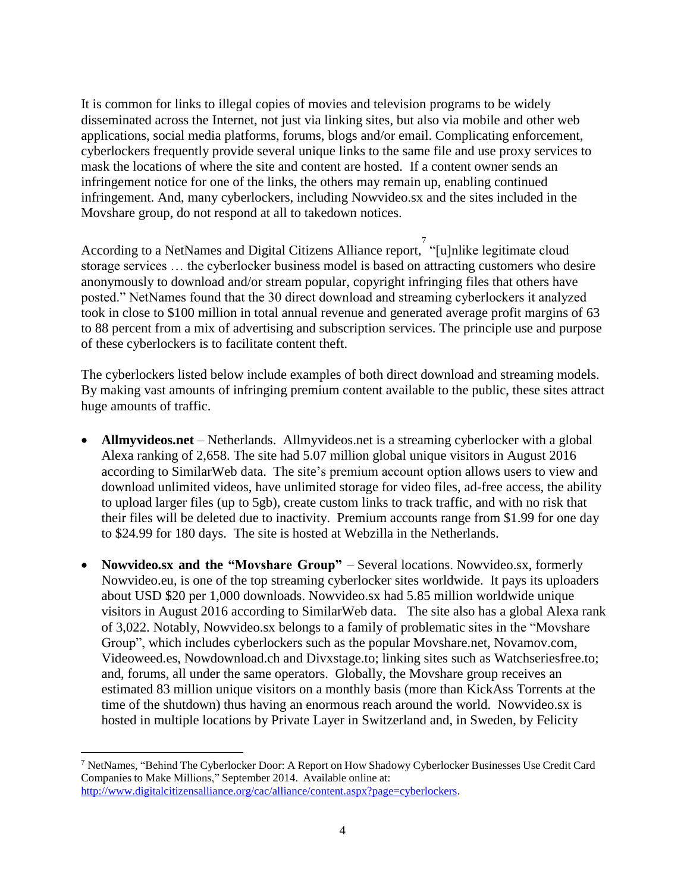It is common for links to illegal copies of movies and television programs to be widely disseminated across the Internet, not just via linking sites, but also via mobile and other web applications, social media platforms, forums, blogs and/or email. Complicating enforcement, cyberlockers frequently provide several unique links to the same file and use proxy services to mask the locations of where the site and content are hosted. If a content owner sends an infringement notice for one of the links, the others may remain up, enabling continued infringement. And, many cyberlockers, including Nowvideo.sx and the sites included in the Movshare group, do not respond at all to takedown notices.

According to a NetNames and Digital Citizens Alliance report,[7] "[u]nlike legitimate cloud storage services … the cyberlocker business model is based on attracting customers who desire anonymously to download and/or stream popular, copyright infringing files that others have posted." NetNames found that the 30 direct download and streaming cyberlockers it analyzed took in close to $100 million in total annual revenue and generated average profit margins of 63 to 88 percent from a mix of advertising and subscription services. The principle use and purpose of these cyberlockers is to facilitate content theft.

The cyberlockers listed below include examples of both direct download and streaming models. By making vast amounts of infringing premium content available to the public, these sites attract huge amounts of traffic.

- **Allmyvideos.net** – Netherlands. Allmyvideos.net is a streaming cyberlocker with a global Alexa ranking of 2,658. The site had 5.07 million global unique visitors in August 2016 according to SimilarWeb data. The site's premium account option allows users to view and download unlimited videos, have unlimited storage for video files, ad-free access, the ability to upload larger files (up to 5gb), create custom links to track traffic, and with no risk that their files will be deleted due to inactivity. Premium accounts range from $1.99 for one day to $24.99 for 180 days. The site is hosted at Webzilla in the Netherlands.

- **Nowvideo.sx and the "Movshare Group"** – Several locations. Nowvideo.sx, formerly Nowvideo.eu, is one of the top streaming cyberlocker sites worldwide. It pays its uploaders about USD $20 per 1,000 downloads. Nowvideo.sx had 5.85 million worldwide unique visitors in August 2016 according to SimilarWeb data. The site also has a global Alexa rank of 3,022. Notably, Nowvideo.sx belongs to a family of problematic sites in the "Movshare Group", which includes cyberlockers such as the popular Movshare.net, Novamov.com, Videoweed.es, Nowdownload.ch and Divxstage.to; linking sites such as Watchseriesfree.to; and, forums, all under the same operators. Globally, the Movshare group receives an estimated 83 million unique visitors on a monthly basis (more than KickAss Torrents at the time of the shutdown) thus having an enormous reach around the world. Nowvideo.sx is hosted in multiple locations by Private Layer in Switzerland and, in Sweden, by Felicity

---

[7] NetNames, "Behind The Cyberlocker Door: A Report on How Shadowy Cyberlocker Businesses Use Credit Card Companies to Make Millions," September 2014. Available online at: http://www.digitalcitizensalliance.org/cac/alliance/content.aspx?page=cyberlockers.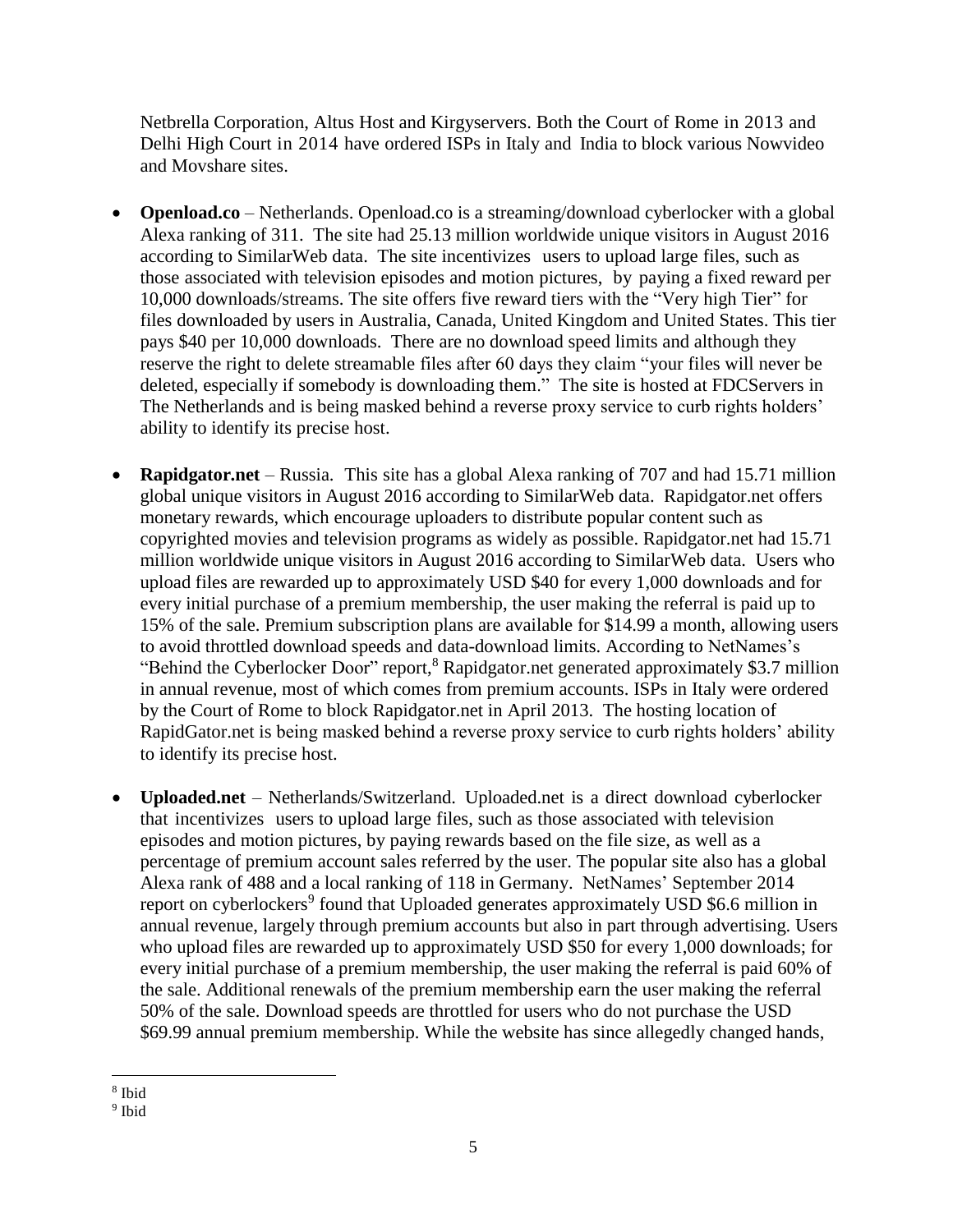Netbrella Corporation, Altus Host and Kirgyservers. Both the Court of Rome in 2013 and Delhi High Court in 2014 have ordered ISPs in Italy and India to block various Nowvideo and Movshare sites.

- **Openload.co** – Netherlands. Openload.co is a streaming/download cyberlocker with a global Alexa ranking of 311. The site had 25.13 million worldwide unique visitors in August 2016 according to SimilarWeb data. The site incentivizes users to upload large files, such as those associated with television episodes and motion pictures, by paying a fixed reward per 10,000 downloads/streams. The site offers five reward tiers with the "Very high Tier" for files downloaded by users in Australia, Canada, United Kingdom and United States. This tier pays $40 per 10,000 downloads. There are no download speed limits and although they reserve the right to delete streamable files after 60 days they claim "your files will never be deleted, especially if somebody is downloading them." The site is hosted at FDCServers in The Netherlands and is being masked behind a reverse proxy service to curb rights holders' ability to identify its precise host.

- **Rapidgator.net** – Russia. This site has a global Alexa ranking of 707 and had 15.71 million global unique visitors in August 2016 according to SimilarWeb data. Rapidgator.net offers monetary rewards, which encourage uploaders to distribute popular content such as copyrighted movies and television programs as widely as possible. Rapidgator.net had 15.71 million worldwide unique visitors in August 2016 according to SimilarWeb data. Users who upload files are rewarded up to approximately USD $40 for every 1,000 downloads and for every initial purchase of a premium membership, the user making the referral is paid up to 15% of the sale. Premium subscription plans are available for $14.99 a month, allowing users to avoid throttled download speeds and data-download limits. According to NetNames's "Behind the Cyberlocker Door" report,[8] Rapidgator.net generated approximately $3.7 million in annual revenue, most of which comes from premium accounts. ISPs in Italy were ordered by the Court of Rome to block Rapidgator.net in April 2013. The hosting location of RapidGator.net is being masked behind a reverse proxy service to curb rights holders' ability to identify its precise host.

- **Uploaded.net** – Netherlands/Switzerland. Uploaded.net is a direct download cyberlocker that incentivizes users to upload large files, such as those associated with television episodes and motion pictures, by paying rewards based on the file size, as well as a percentage of premium account sales referred by the user. The popular site also has a global Alexa rank of 488 and a local ranking of 118 in Germany. NetNames' September 2014 report on cyberlockers[9] found that Uploaded generates approximately USD $6.6 million in annual revenue, largely through premium accounts but also in part through advertising. Users who upload files are rewarded up to approximately USD $50 for every 1,000 downloads; for every initial purchase of a premium membership, the user making the referral is paid 60% of the sale. Additional renewals of the premium membership earn the user making the referral 50% of the sale. Download speeds are throttled for users who do not purchase the USD $69.99 annual premium membership. While the website has since allegedly changed hands,

---

[8] Ibid

[9] Ibid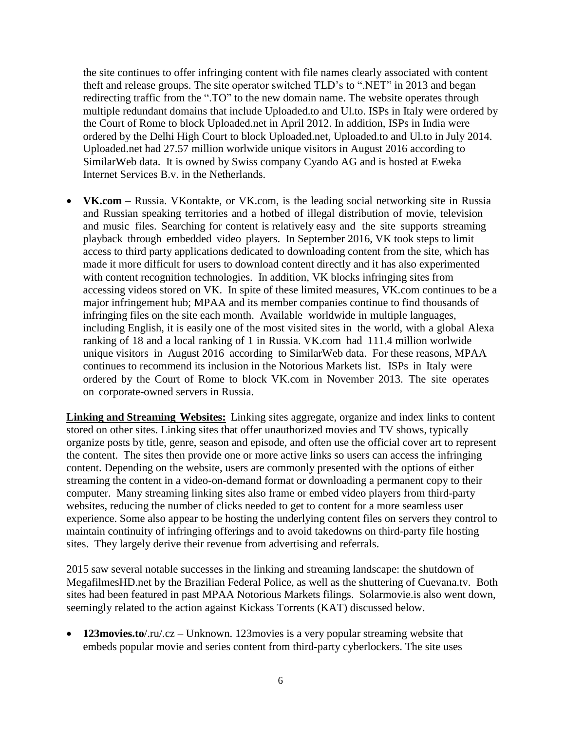the site continues to offer infringing content with file names clearly associated with content theft and release groups. The site operator switched TLD's to ".NET" in 2013 and began redirecting traffic from the ".TO" to the new domain name. The website operates through multiple redundant domains that include Uploaded.to and Ul.to. ISPs in Italy were ordered by the Court of Rome to block Uploaded.net in April 2012. In addition, ISPs in India were ordered by the Delhi High Court to block Uploaded.net, Uploaded.to and Ul.to in July 2014. Uploaded.net had 27.57 million worlwide unique visitors in August 2016 according to SimilarWeb data. It is owned by Swiss company Cyando AG and is hosted at Eweka Internet Services B.v. in the Netherlands.

- **VK.com** – Russia. VKontakte, or VK.com, is the leading social networking site in Russia and Russian speaking territories and a hotbed of illegal distribution of movie, television and music files. Searching for content is relatively easy and the site supports streaming playback through embedded video players. In September 2016, VK took steps to limit access to third party applications dedicated to downloading content from the site, which has made it more difficult for users to download content directly and it has also experimented with content recognition technologies. In addition, VK blocks infringing sites from accessing videos stored on VK. In spite of these limited measures, VK.com continues to be a major infringement hub; MPAA and its member companies continue to find thousands of infringing files on the site each month. Available worldwide in multiple languages, including English, it is easily one of the most visited sites in the world, with a global Alexa ranking of 18 and a local ranking of 1 in Russia. VK.com had 111.4 million worlwide unique visitors in August 2016 according to SimilarWeb data. For these reasons, MPAA continues to recommend its inclusion in the Notorious Markets list. ISPs in Italy were ordered by the Court of Rome to block VK.com in November 2013. The site operates on corporate-owned servers in Russia.

**Linking and Streaming Websites:** Linking sites aggregate, organize and index links to content stored on other sites. Linking sites that offer unauthorized movies and TV shows, typically organize posts by title, genre, season and episode, and often use the official cover art to represent the content. The sites then provide one or more active links so users can access the infringing content. Depending on the website, users are commonly presented with the options of either streaming the content in a video-on-demand format or downloading a permanent copy to their computer. Many streaming linking sites also frame or embed video players from third-party websites, reducing the number of clicks needed to get to content for a more seamless user experience. Some also appear to be hosting the underlying content files on servers they control to maintain continuity of infringing offerings and to avoid takedowns on third-party file hosting sites. They largely derive their revenue from advertising and referrals.

2015 saw several notable successes in the linking and streaming landscape: the shutdown of MegafilmesHD.net by the Brazilian Federal Police, as well as the shuttering of Cuevana.tv. Both sites had been featured in past MPAA Notorious Markets filings. Solarmovie.is also went down, seemingly related to the action against Kickass Torrents (KAT) discussed below.

- **123movies.to**/.ru/.cz – Unknown. 123movies is a very popular streaming website that embeds popular movie and series content from third-party cyberlockers. The site uses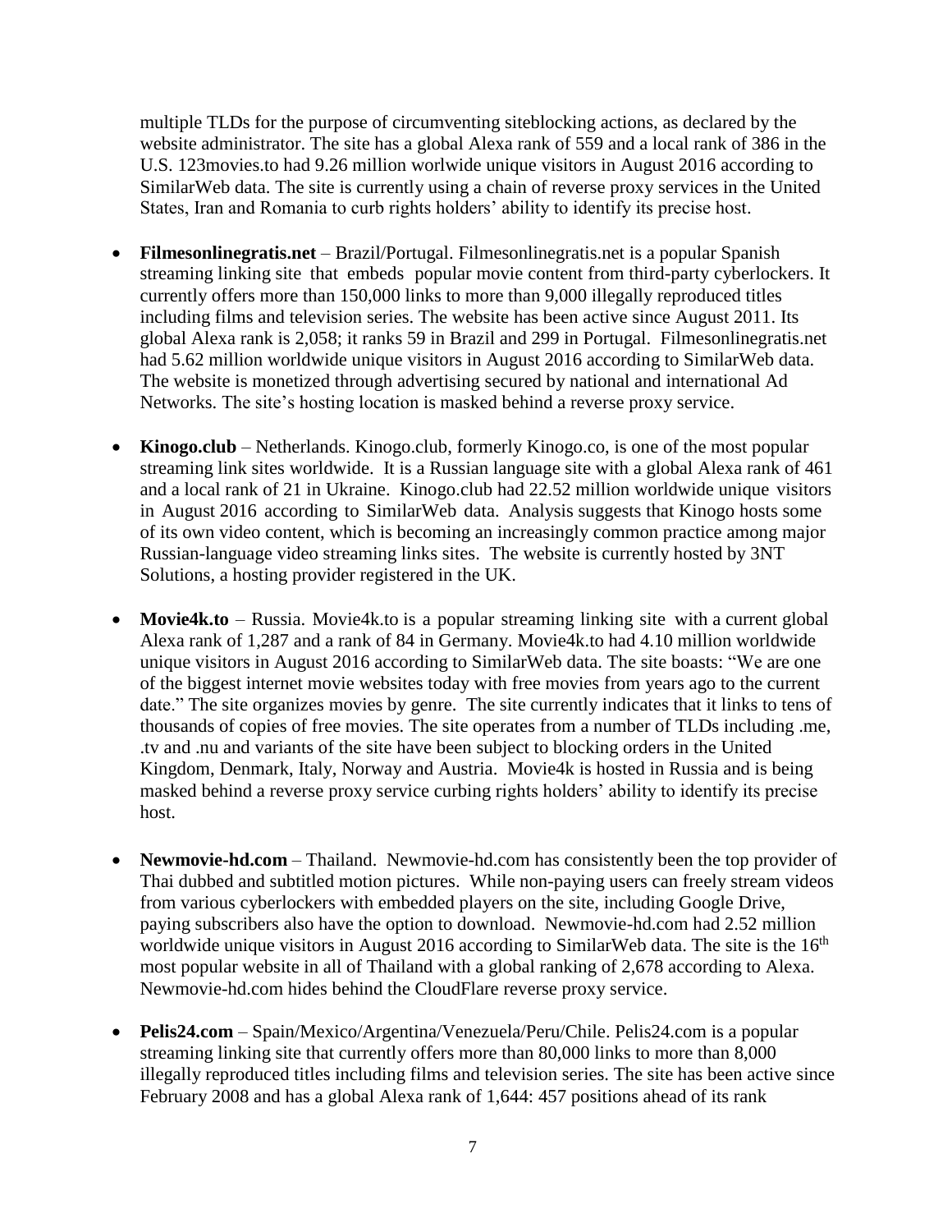multiple TLDs for the purpose of circumventing siteblocking actions, as declared by the website administrator. The site has a global Alexa rank of 559 and a local rank of 386 in the U.S. 123movies.to had 9.26 million worlwide unique visitors in August 2016 according to SimilarWeb data. The site is currently using a chain of reverse proxy services in the United States, Iran and Romania to curb rights holders' ability to identify its precise host.

- **Filmesonlinegratis.net** – Brazil/Portugal. Filmesonlinegratis.net is a popular Spanish streaming linking site that embeds popular movie content from third-party cyberlockers. It currently offers more than 150,000 links to more than 9,000 illegally reproduced titles including films and television series. The website has been active since August 2011. Its global Alexa rank is 2,058; it ranks 59 in Brazil and 299 in Portugal. Filmesonlinegratis.net had 5.62 million worldwide unique visitors in August 2016 according to SimilarWeb data. The website is monetized through advertising secured by national and international Ad Networks. The site's hosting location is masked behind a reverse proxy service.

- **Kinogo.club** – Netherlands. Kinogo.club, formerly Kinogo.co, is one of the most popular streaming link sites worldwide. It is a Russian language site with a global Alexa rank of 461 and a local rank of 21 in Ukraine. Kinogo.club had 22.52 million worldwide unique visitors in August 2016 according to SimilarWeb data. Analysis suggests that Kinogo hosts some of its own video content, which is becoming an increasingly common practice among major Russian-language video streaming links sites. The website is currently hosted by 3NT Solutions, a hosting provider registered in the UK.

- **Movie4k.to** – Russia. Movie4k.to is a popular streaming linking site with a current global Alexa rank of 1,287 and a rank of 84 in Germany. Movie4k.to had 4.10 million worldwide unique visitors in August 2016 according to SimilarWeb data. The site boasts: "We are one of the biggest internet movie websites today with free movies from years ago to the current date." The site organizes movies by genre. The site currently indicates that it links to tens of thousands of copies of free movies. The site operates from a number of TLDs including .me, .tv and .nu and variants of the site have been subject to blocking orders in the United Kingdom, Denmark, Italy, Norway and Austria. Movie4k is hosted in Russia and is being masked behind a reverse proxy service curbing rights holders' ability to identify its precise host.

- **Newmovie-hd.com** – Thailand. Newmovie-hd.com has consistently been the top provider of Thai dubbed and subtitled motion pictures. While non-paying users can freely stream videos from various cyberlockers with embedded players on the site, including Google Drive, paying subscribers also have the option to download. Newmovie-hd.com had 2.52 million worldwide unique visitors in August 2016 according to SimilarWeb data. The site is the 16th most popular website in all of Thailand with a global ranking of 2,678 according to Alexa. Newmovie-hd.com hides behind the CloudFlare reverse proxy service.

- **Pelis24.com** – Spain/Mexico/Argentina/Venezuela/Peru/Chile. Pelis24.com is a popular streaming linking site that currently offers more than 80,000 links to more than 8,000 illegally reproduced titles including films and television series. The site has been active since February 2008 and has a global Alexa rank of 1,644: 457 positions ahead of its rank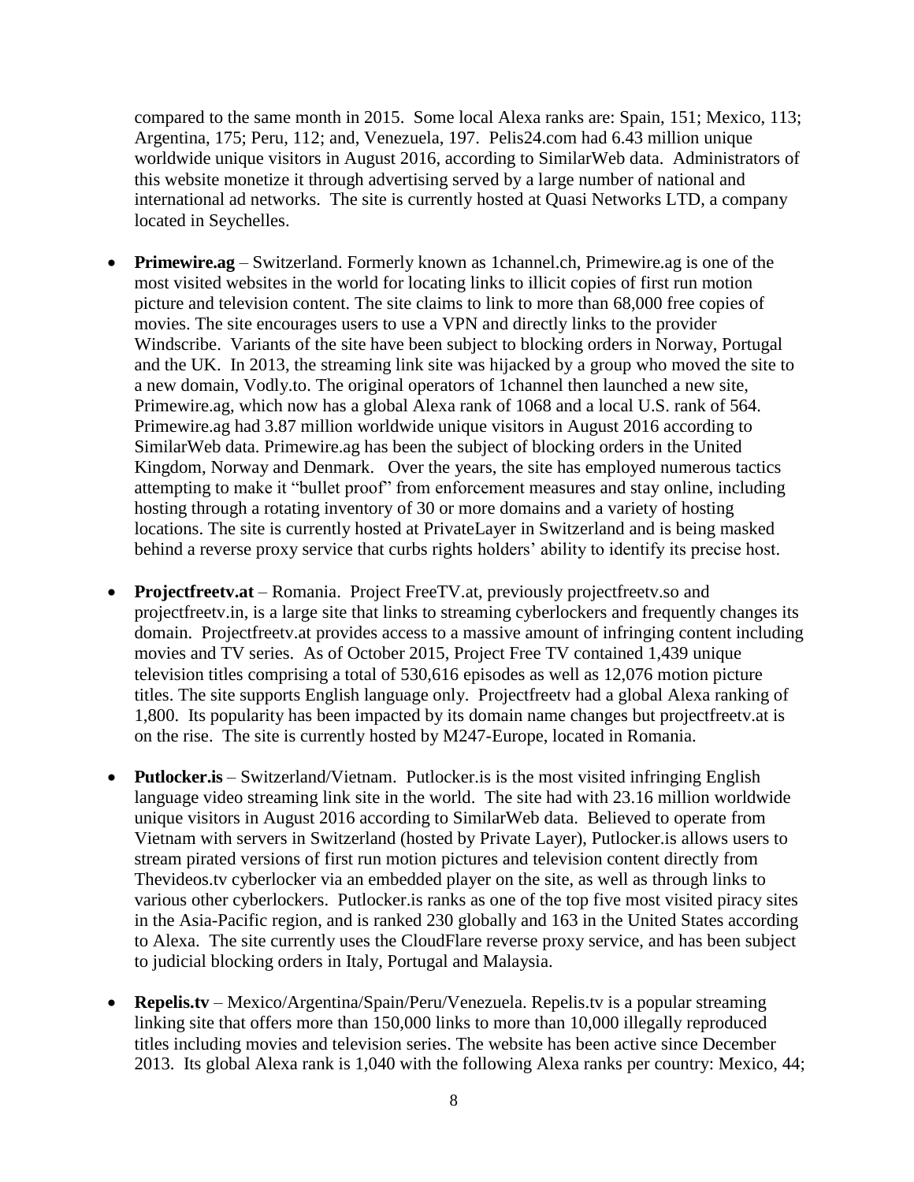compared to the same month in 2015. Some local Alexa ranks are: Spain, 151; Mexico, 113; Argentina, 175; Peru, 112; and, Venezuela, 197. Pelis24.com had 6.43 million unique worldwide unique visitors in August 2016, according to SimilarWeb data. Administrators of this website monetize it through advertising served by a large number of national and international ad networks. The site is currently hosted at Quasi Networks LTD, a company located in Seychelles.

- **Primewire.ag** – Switzerland. Formerly known as 1channel.ch, Primewire.ag is one of the most visited websites in the world for locating links to illicit copies of first run motion picture and television content. The site claims to link to more than 68,000 free copies of movies. The site encourages users to use a VPN and directly links to the provider Windscribe. Variants of the site have been subject to blocking orders in Norway, Portugal and the UK. In 2013, the streaming link site was hijacked by a group who moved the site to a new domain, Vodly.to. The original operators of 1channel then launched a new site, Primewire.ag, which now has a global Alexa rank of 1068 and a local U.S. rank of 564. Primewire.ag had 3.87 million worldwide unique visitors in August 2016 according to SimilarWeb data. Primewire.ag has been the subject of blocking orders in the United Kingdom, Norway and Denmark. Over the years, the site has employed numerous tactics attempting to make it "bullet proof" from enforcement measures and stay online, including hosting through a rotating inventory of 30 or more domains and a variety of hosting locations. The site is currently hosted at PrivateLayer in Switzerland and is being masked behind a reverse proxy service that curbs rights holders' ability to identify its precise host.

- **Projectfreetv.at** – Romania. Project FreeTV.at, previously projectfreetv.so and projectfreetv.in, is a large site that links to streaming cyberlockers and frequently changes its domain. Projectfreetv.at provides access to a massive amount of infringing content including movies and TV series. As of October 2015, Project Free TV contained 1,439 unique television titles comprising a total of 530,616 episodes as well as 12,076 motion picture titles. The site supports English language only. Projectfreetv had a global Alexa ranking of 1,800. Its popularity has been impacted by its domain name changes but projectfreetv.at is on the rise. The site is currently hosted by M247-Europe, located in Romania.

- **Putlocker.is** – Switzerland/Vietnam. Putlocker.is is the most visited infringing English language video streaming link site in the world. The site had with 23.16 million worldwide unique visitors in August 2016 according to SimilarWeb data. Believed to operate from Vietnam with servers in Switzerland (hosted by Private Layer), Putlocker.is allows users to stream pirated versions of first run motion pictures and television content directly from Thevideos.tv cyberlocker via an embedded player on the site, as well as through links to various other cyberlockers. Putlocker.is ranks as one of the top five most visited piracy sites in the Asia-Pacific region, and is ranked 230 globally and 163 in the United States according to Alexa. The site currently uses the CloudFlare reverse proxy service, and has been subject to judicial blocking orders in Italy, Portugal and Malaysia.

- **Repelis.tv** – Mexico/Argentina/Spain/Peru/Venezuela. Repelis.tv is a popular streaming linking site that offers more than 150,000 links to more than 10,000 illegally reproduced titles including movies and television series. The website has been active since December 2013. Its global Alexa rank is 1,040 with the following Alexa ranks per country: Mexico, 44;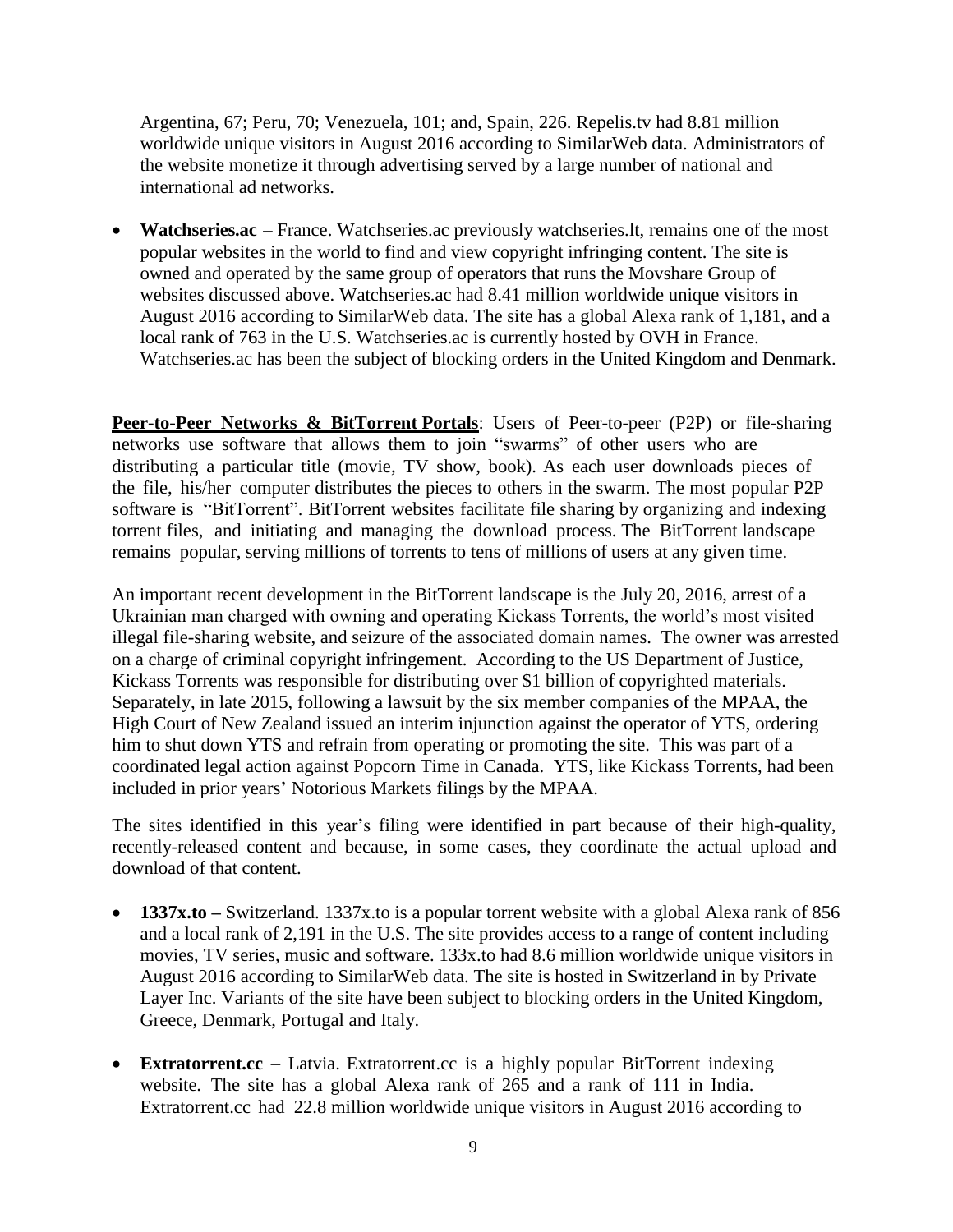Argentina, 67; Peru, 70; Venezuela, 101; and, Spain, 226. Repelis.tv had 8.81 million worldwide unique visitors in August 2016 according to SimilarWeb data. Administrators of the website monetize it through advertising served by a large number of national and international ad networks.

- **Watchseries.ac** – France. Watchseries.ac previously watchseries.lt, remains one of the most popular websites in the world to find and view copyright infringing content. The site is owned and operated by the same group of operators that runs the Movshare Group of websites discussed above. Watchseries.ac had 8.41 million worldwide unique visitors in August 2016 according to SimilarWeb data. The site has a global Alexa rank of 1,181, and a local rank of 763 in the U.S. Watchseries.ac is currently hosted by OVH in France. Watchseries.ac has been the subject of blocking orders in the United Kingdom and Denmark.

**Peer-to-Peer Networks & BitTorrent Portals**: Users of Peer-to-peer (P2P) or file-sharing networks use software that allows them to join "swarms" of other users who are distributing a particular title (movie, TV show, book). As each user downloads pieces of the file, his/her computer distributes the pieces to others in the swarm. The most popular P2P software is "BitTorrent". BitTorrent websites facilitate file sharing by organizing and indexing torrent files, and initiating and managing the download process. The BitTorrent landscape remains popular, serving millions of torrents to tens of millions of users at any given time.

An important recent development in the BitTorrent landscape is the July 20, 2016, arrest of a Ukrainian man charged with owning and operating Kickass Torrents, the world's most visited illegal file-sharing website, and seizure of the associated domain names. The owner was arrested on a charge of criminal copyright infringement. According to the US Department of Justice, Kickass Torrents was responsible for distributing over $1 billion of copyrighted materials. Separately, in late 2015, following a lawsuit by the six member companies of the MPAA, the High Court of New Zealand issued an interim injunction against the operator of YTS, ordering him to shut down YTS and refrain from operating or promoting the site. This was part of a coordinated legal action against Popcorn Time in Canada. YTS, like Kickass Torrents, had been included in prior years' Notorious Markets filings by the MPAA.

The sites identified in this year's filing were identified in part because of their high-quality, recently-released content and because, in some cases, they coordinate the actual upload and download of that content.

- **1337x.to** – Switzerland. 1337x.to is a popular torrent website with a global Alexa rank of 856 and a local rank of 2,191 in the U.S. The site provides access to a range of content including movies, TV series, music and software. 133x.to had 8.6 million worldwide unique visitors in August 2016 according to SimilarWeb data. The site is hosted in Switzerland in by Private Layer Inc. Variants of the site have been subject to blocking orders in the United Kingdom, Greece, Denmark, Portugal and Italy.
- **Extratorrent.cc** – Latvia. Extratorrent.cc is a highly popular BitTorrent indexing website. The site has a global Alexa rank of 265 and a rank of 111 in India. Extratorrent.cc had 22.8 million worldwide unique visitors in August 2016 according to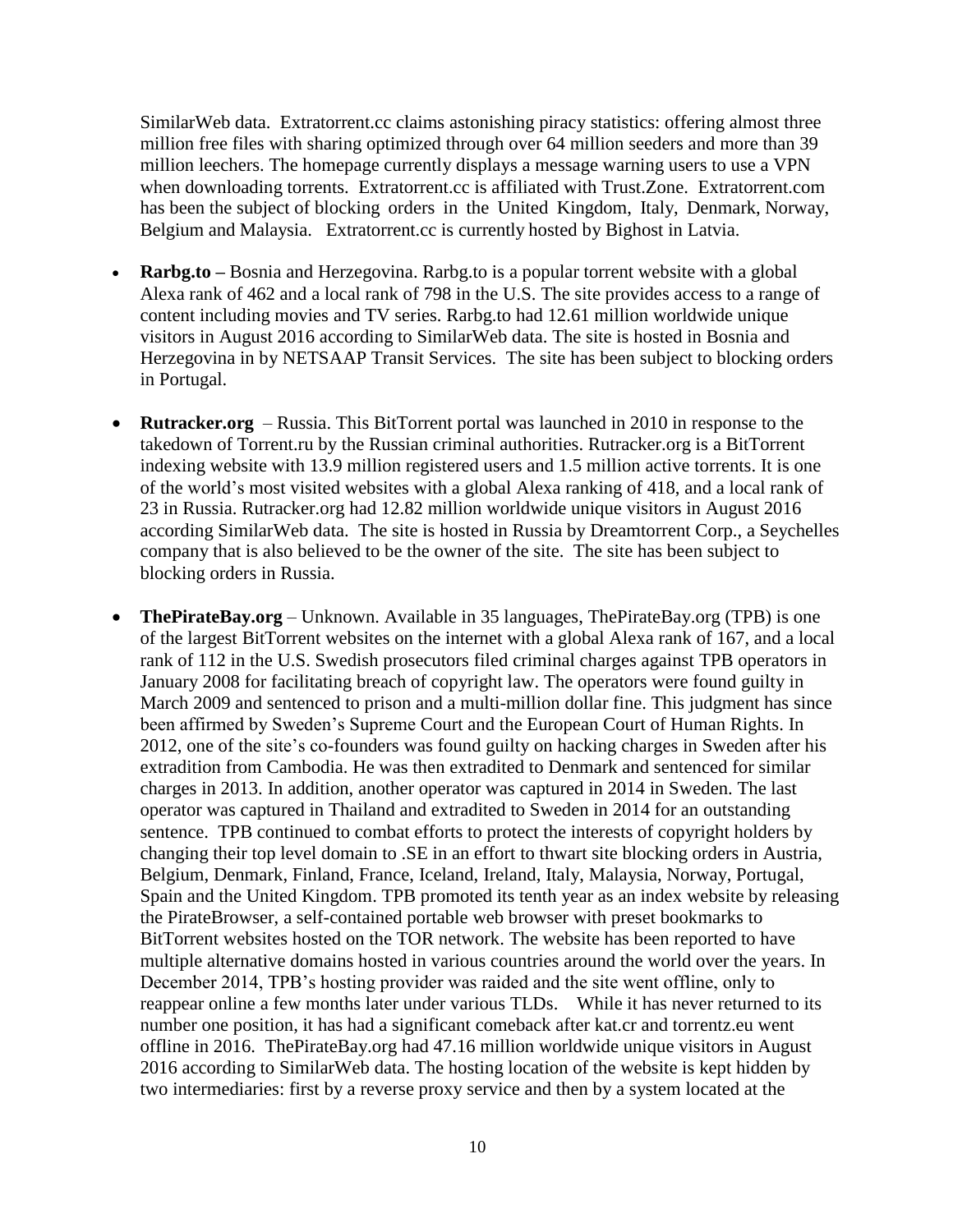SimilarWeb data. Extratorrent.cc claims astonishing piracy statistics: offering almost three million free files with sharing optimized through over 64 million seeders and more than 39 million leechers. The homepage currently displays a message warning users to use a VPN when downloading torrents. Extratorrent.cc is affiliated with Trust.Zone. Extratorrent.com has been the subject of blocking orders in the United Kingdom, Italy, Denmark, Norway, Belgium and Malaysia. Extratorrent.cc is currently hosted by Bighost in Latvia.

- **Rarbg.to –** Bosnia and Herzegovina. Rarbg.to is a popular torrent website with a global Alexa rank of 462 and a local rank of 798 in the U.S. The site provides access to a range of content including movies and TV series. Rarbg.to had 12.61 million worldwide unique visitors in August 2016 according to SimilarWeb data. The site is hosted in Bosnia and Herzegovina in by NETSAAP Transit Services. The site has been subject to blocking orders in Portugal.

- **Rutracker.org** – Russia. This BitTorrent portal was launched in 2010 in response to the takedown of Torrent.ru by the Russian criminal authorities. Rutracker.org is a BitTorrent indexing website with 13.9 million registered users and 1.5 million active torrents. It is one of the world's most visited websites with a global Alexa ranking of 418, and a local rank of 23 in Russia. Rutracker.org had 12.82 million worldwide unique visitors in August 2016 according SimilarWeb data. The site is hosted in Russia by Dreamtorrent Corp., a Seychelles company that is also believed to be the owner of the site. The site has been subject to blocking orders in Russia.

- **ThePirateBay.org** – Unknown. Available in 35 languages, ThePirateBay.org (TPB) is one of the largest BitTorrent websites on the internet with a global Alexa rank of 167, and a local rank of 112 in the U.S. Swedish prosecutors filed criminal charges against TPB operators in January 2008 for facilitating breach of copyright law. The operators were found guilty in March 2009 and sentenced to prison and a multi-million dollar fine. This judgment has since been affirmed by Sweden's Supreme Court and the European Court of Human Rights. In 2012, one of the site's co-founders was found guilty on hacking charges in Sweden after his extradition from Cambodia. He was then extradited to Denmark and sentenced for similar charges in 2013. In addition, another operator was captured in 2014 in Sweden. The last operator was captured in Thailand and extradited to Sweden in 2014 for an outstanding sentence. TPB continued to combat efforts to protect the interests of copyright holders by changing their top level domain to .SE in an effort to thwart site blocking orders in Austria, Belgium, Denmark, Finland, France, Iceland, Ireland, Italy, Malaysia, Norway, Portugal, Spain and the United Kingdom. TPB promoted its tenth year as an index website by releasing the PirateBrowser, a self-contained portable web browser with preset bookmarks to BitTorrent websites hosted on the TOR network. The website has been reported to have multiple alternative domains hosted in various countries around the world over the years. In December 2014, TPB's hosting provider was raided and the site went offline, only to reappear online a few months later under various TLDs. While it has never returned to its number one position, it has had a significant comeback after kat.cr and torrentz.eu went offline in 2016. ThePirateBay.org had 47.16 million worldwide unique visitors in August 2016 according to SimilarWeb data. The hosting location of the website is kept hidden by two intermediaries: first by a reverse proxy service and then by a system located at the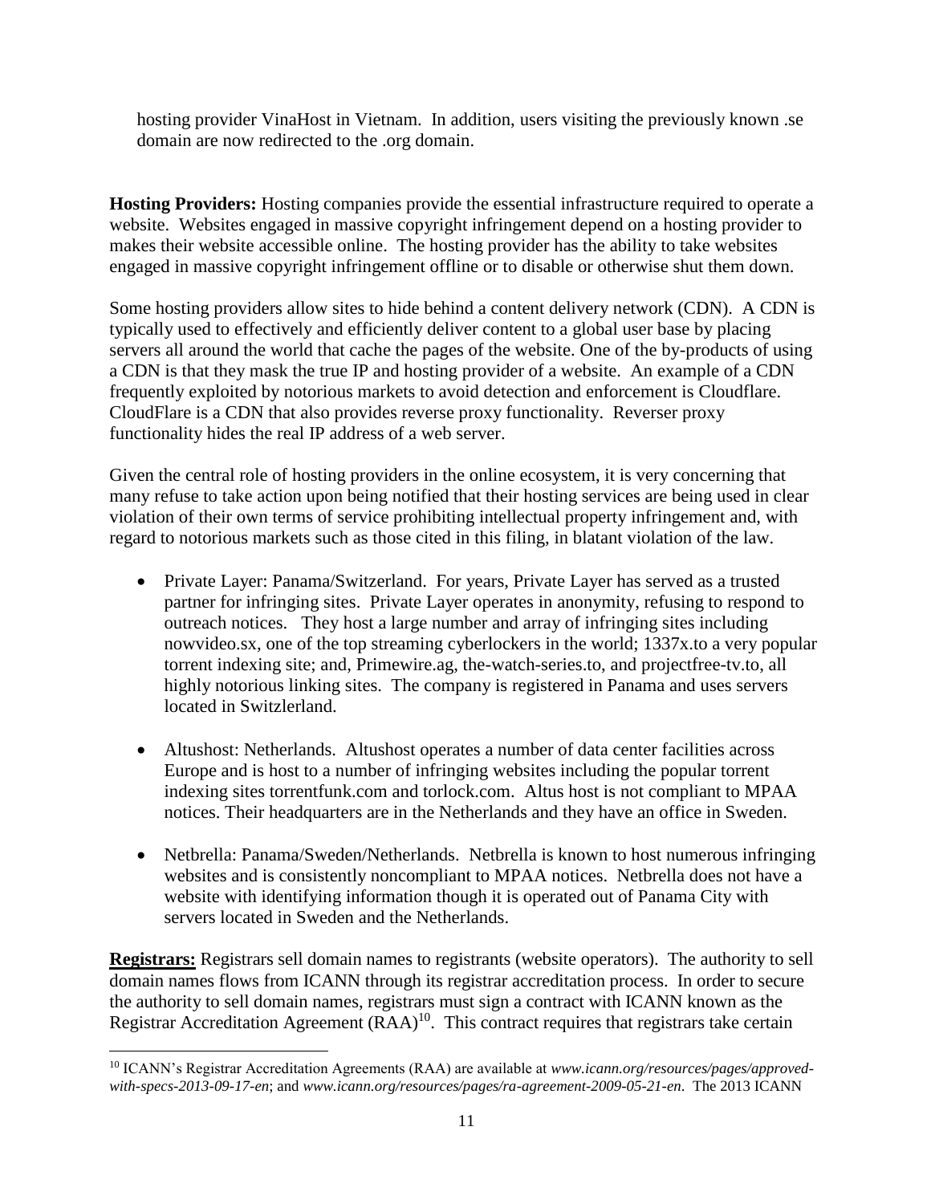hosting provider VinaHost in Vietnam. In addition, users visiting the previously known .se domain are now redirected to the .org domain.

**Hosting Providers:** Hosting companies provide the essential infrastructure required to operate a website. Websites engaged in massive copyright infringement depend on a hosting provider to makes their website accessible online. The hosting provider has the ability to take websites engaged in massive copyright infringement offline or to disable or otherwise shut them down.

Some hosting providers allow sites to hide behind a content delivery network (CDN). A CDN is typically used to effectively and efficiently deliver content to a global user base by placing servers all around the world that cache the pages of the website. One of the by-products of using a CDN is that they mask the true IP and hosting provider of a website. An example of a CDN frequently exploited by notorious markets to avoid detection and enforcement is Cloudflare. CloudFlare is a CDN that also provides reverse proxy functionality. Reverser proxy functionality hides the real IP address of a web server.

Given the central role of hosting providers in the online ecosystem, it is very concerning that many refuse to take action upon being notified that their hosting services are being used in clear violation of their own terms of service prohibiting intellectual property infringement and, with regard to notorious markets such as those cited in this filing, in blatant violation of the law.

- Private Layer: Panama/Switzerland. For years, Private Layer has served as a trusted partner for infringing sites. Private Layer operates in anonymity, refusing to respond to outreach notices. They host a large number and array of infringing sites including nowvideo.sx, one of the top streaming cyberlockers in the world; 1337x.to a very popular torrent indexing site; and, Primewire.ag, the-watch-series.to, and projectfree-tv.to, all highly notorious linking sites. The company is registered in Panama and uses servers located in Switzlerland.

- Altushost: Netherlands. Altushost operates a number of data center facilities across Europe and is host to a number of infringing websites including the popular torrent indexing sites torrentfunk.com and torlock.com. Altus host is not compliant to MPAA notices. Their headquarters are in the Netherlands and they have an office in Sweden.

- Netbrella: Panama/Sweden/Netherlands. Netbrella is known to host numerous infringing websites and is consistently noncompliant to MPAA notices. Netbrella does not have a website with identifying information though it is operated out of Panama City with servers located in Sweden and the Netherlands.

**Registrars:** Registrars sell domain names to registrants (website operators). The authority to sell domain names flows from ICANN through its registrar accreditation process. In order to secure the authority to sell domain names, registrars must sign a contract with ICANN known as the Registrar Accreditation Agreement (RAA)[10]. This contract requires that registrars take certain

---

[10] ICANN's Registrar Accreditation Agreements (RAA) are available at *www.icann.org/resources/pages/approved-with-specs-2013-09-17-en*; and *www.icann.org/resources/pages/ra-agreement-2009-05-21-en*. The 2013 ICANN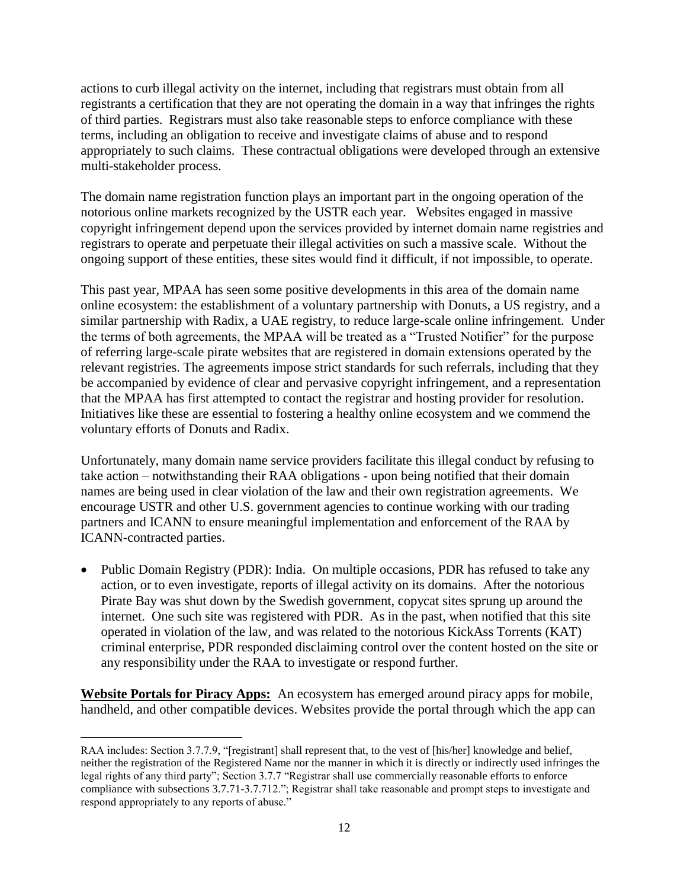actions to curb illegal activity on the internet, including that registrars must obtain from all registrants a certification that they are not operating the domain in a way that infringes the rights of third parties. Registrars must also take reasonable steps to enforce compliance with these terms, including an obligation to receive and investigate claims of abuse and to respond appropriately to such claims. These contractual obligations were developed through an extensive multi-stakeholder process.

The domain name registration function plays an important part in the ongoing operation of the notorious online markets recognized by the USTR each year. Websites engaged in massive copyright infringement depend upon the services provided by internet domain name registries and registrars to operate and perpetuate their illegal activities on such a massive scale. Without the ongoing support of these entities, these sites would find it difficult, if not impossible, to operate.

This past year, MPAA has seen some positive developments in this area of the domain name online ecosystem: the establishment of a voluntary partnership with Donuts, a US registry, and a similar partnership with Radix, a UAE registry, to reduce large-scale online infringement. Under the terms of both agreements, the MPAA will be treated as a "Trusted Notifier" for the purpose of referring large-scale pirate websites that are registered in domain extensions operated by the relevant registries. The agreements impose strict standards for such referrals, including that they be accompanied by evidence of clear and pervasive copyright infringement, and a representation that the MPAA has first attempted to contact the registrar and hosting provider for resolution. Initiatives like these are essential to fostering a healthy online ecosystem and we commend the voluntary efforts of Donuts and Radix.

Unfortunately, many domain name service providers facilitate this illegal conduct by refusing to take action – notwithstanding their RAA obligations - upon being notified that their domain names are being used in clear violation of the law and their own registration agreements. We encourage USTR and other U.S. government agencies to continue working with our trading partners and ICANN to ensure meaningful implementation and enforcement of the RAA by ICANN-contracted parties.

- Public Domain Registry (PDR): India. On multiple occasions, PDR has refused to take any action, or to even investigate, reports of illegal activity on its domains. After the notorious Pirate Bay was shut down by the Swedish government, copycat sites sprung up around the internet. One such site was registered with PDR. As in the past, when notified that this site operated in violation of the law, and was related to the notorious KickAss Torrents (KAT) criminal enterprise, PDR responded disclaiming control over the content hosted on the site or any responsibility under the RAA to investigate or respond further.

**Website Portals for Piracy Apps:** An ecosystem has emerged around piracy apps for mobile, handheld, and other compatible devices. Websites provide the portal through which the app can

---

RAA includes: Section 3.7.7.9, "[registrant] shall represent that, to the vest of [his/her] knowledge and belief, neither the registration of the Registered Name nor the manner in which it is directly or indirectly used infringes the legal rights of any third party"; Section 3.7.7 "Registrar shall use commercially reasonable efforts to enforce compliance with subsections 3.7.71-3.7.712."; Registrar shall take reasonable and prompt steps to investigate and respond appropriately to any reports of abuse."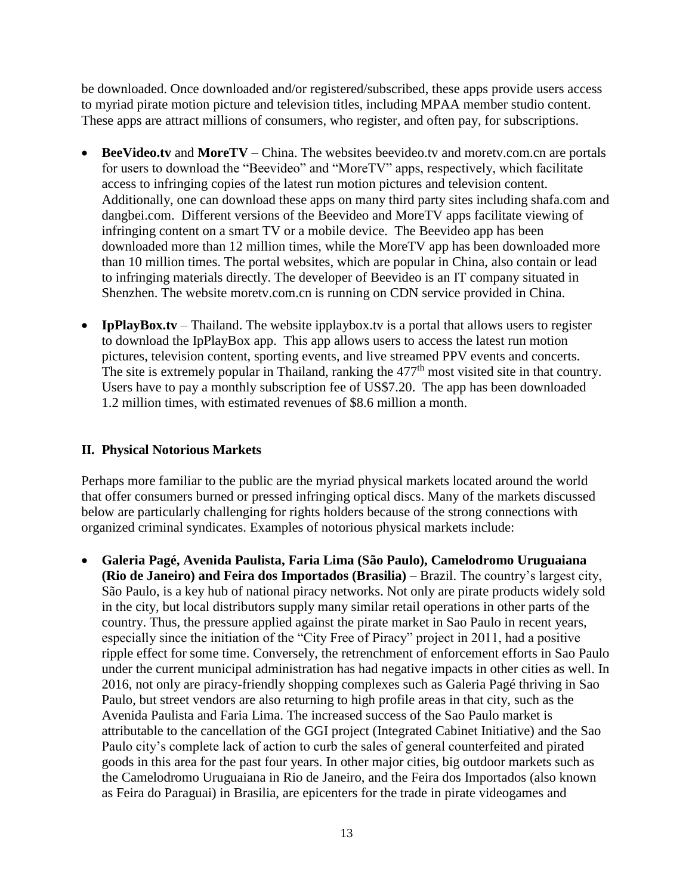be downloaded. Once downloaded and/or registered/subscribed, these apps provide users access to myriad pirate motion picture and television titles, including MPAA member studio content. These apps are attract millions of consumers, who register, and often pay, for subscriptions.

- **BeeVideo.tv** and **MoreTV** – China. The websites beevideo.tv and moretv.com.cn are portals for users to download the "Beevideo" and "MoreTV" apps, respectively, which facilitate access to infringing copies of the latest run motion pictures and television content. Additionally, one can download these apps on many third party sites including shafa.com and dangbei.com. Different versions of the Beevideo and MoreTV apps facilitate viewing of infringing content on a smart TV or a mobile device. The Beevideo app has been downloaded more than 12 million times, while the MoreTV app has been downloaded more than 10 million times. The portal websites, which are popular in China, also contain or lead to infringing materials directly. The developer of Beevideo is an IT company situated in Shenzhen. The website moretv.com.cn is running on CDN service provided in China.

- **IpPlayBox.tv** – Thailand. The website ipplaybox.tv is a portal that allows users to register to download the IpPlayBox app. This app allows users to access the latest run motion pictures, television content, sporting events, and live streamed PPV events and concerts. The site is extremely popular in Thailand, ranking the 477th most visited site in that country. Users have to pay a monthly subscription fee of US$7.20. The app has been downloaded 1.2 million times, with estimated revenues of $8.6 million a month.

## II. Physical Notorious Markets

Perhaps more familiar to the public are the myriad physical markets located around the world that offer consumers burned or pressed infringing optical discs. Many of the markets discussed below are particularly challenging for rights holders because of the strong connections with organized criminal syndicates. Examples of notorious physical markets include:

- **Galeria Pagé, Avenida Paulista, Faria Lima (São Paulo), Camelodromo Uruguaiana (Rio de Janeiro) and Feira dos Importados (Brasilia)** – Brazil. The country's largest city, São Paulo, is a key hub of national piracy networks. Not only are pirate products widely sold in the city, but local distributors supply many similar retail operations in other parts of the country. Thus, the pressure applied against the pirate market in Sao Paulo in recent years, especially since the initiation of the "City Free of Piracy" project in 2011, had a positive ripple effect for some time. Conversely, the retrenchment of enforcement efforts in Sao Paulo under the current municipal administration has had negative impacts in other cities as well. In 2016, not only are piracy-friendly shopping complexes such as Galeria Pagé thriving in Sao Paulo, but street vendors are also returning to high profile areas in that city, such as the Avenida Paulista and Faria Lima. The increased success of the Sao Paulo market is attributable to the cancellation of the GGI project (Integrated Cabinet Initiative) and the Sao Paulo city's complete lack of action to curb the sales of general counterfeited and pirated goods in this area for the past four years. In other major cities, big outdoor markets such as the Camelodromo Uruguaiana in Rio de Janeiro, and the Feira dos Importados (also known as Feira do Paraguai) in Brasilia, are epicenters for the trade in pirate videogames and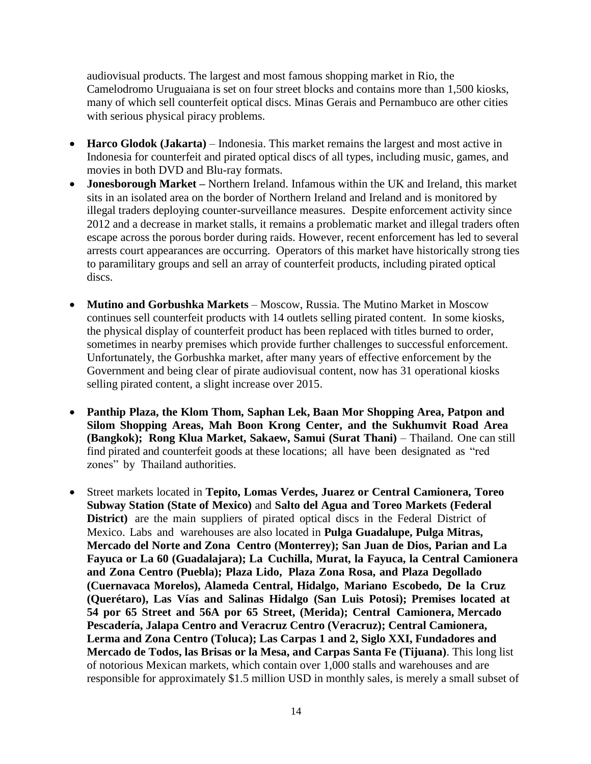audiovisual products. The largest and most famous shopping market in Rio, the Camelodromo Uruguaiana is set on four street blocks and contains more than 1,500 kiosks, many of which sell counterfeit optical discs. Minas Gerais and Pernambuco are other cities with serious physical piracy problems.

- **Harco Glodok (Jakarta)** – Indonesia. This market remains the largest and most active in Indonesia for counterfeit and pirated optical discs of all types, including music, games, and movies in both DVD and Blu-ray formats.
- **Jonesborough Market –** Northern Ireland. Infamous within the UK and Ireland, this market sits in an isolated area on the border of Northern Ireland and Ireland and is monitored by illegal traders deploying counter-surveillance measures. Despite enforcement activity since 2012 and a decrease in market stalls, it remains a problematic market and illegal traders often escape across the porous border during raids. However, recent enforcement has led to several arrests court appearances are occurring. Operators of this market have historically strong ties to paramilitary groups and sell an array of counterfeit products, including pirated optical discs.

- **Mutino and Gorbushka Markets** – Moscow, Russia. The Mutino Market in Moscow continues sell counterfeit products with 14 outlets selling pirated content. In some kiosks, the physical display of counterfeit product has been replaced with titles burned to order, sometimes in nearby premises which provide further challenges to successful enforcement. Unfortunately, the Gorbushka market, after many years of effective enforcement by the Government and being clear of pirate audiovisual content, now has 31 operational kiosks selling pirated content, a slight increase over 2015.

- **Panthip Plaza, the Klom Thom, Saphan Lek, Baan Mor Shopping Area, Patpon and Silom Shopping Areas, Mah Boon Krong Center, and the Sukhumvit Road Area (Bangkok); Rong Klua Market, Sakaew, Samui (Surat Thani)** – Thailand. One can still find pirated and counterfeit goods at these locations; all have been designated as "red zones" by Thailand authorities.

- Street markets located in **Tepito, Lomas Verdes, Juarez or Central Camionera, Toreo Subway Station (State of Mexico)** and **Salto del Agua and Toreo Markets (Federal District)** are the main suppliers of pirated optical discs in the Federal District of Mexico. Labs and warehouses are also located in **Pulga Guadalupe, Pulga Mitras, Mercado del Norte and Zona Centro (Monterrey); San Juan de Dios, Parian and La Fayuca or La 60 (Guadalajara); La Cuchilla, Murat, la Fayuca, la Central Camionera and Zona Centro (Puebla); Plaza Lido, Plaza Zona Rosa, and Plaza Degollado (Cuernavaca Morelos), Alameda Central, Hidalgo, Mariano Escobedo, De la Cruz (Querétaro), Las Vías and Salinas Hidalgo (San Luis Potosi); Premises located at 54 por 65 Street and 56A por 65 Street, (Merida); Central Camionera, Mercado Pescadería, Jalapa Centro and Veracruz Centro (Veracruz); Central Camionera, Lerma and Zona Centro (Toluca); Las Carpas 1 and 2, Siglo XXI, Fundadores and Mercado de Todos, las Brisas or la Mesa, and Carpas Santa Fe (Tijuana)**. This long list of notorious Mexican markets, which contain over 1,000 stalls and warehouses and are responsible for approximately $1.5 million USD in monthly sales, is merely a small subset of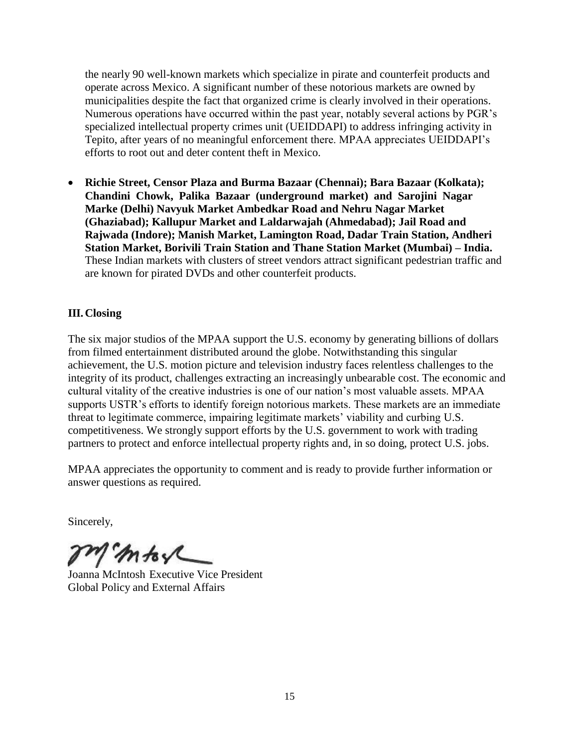the nearly 90 well-known markets which specialize in pirate and counterfeit products and operate across Mexico. A significant number of these notorious markets are owned by municipalities despite the fact that organized crime is clearly involved in their operations. Numerous operations have occurred within the past year, notably several actions by PGR's specialized intellectual property crimes unit (UEIDDAPI) to address infringing activity in Tepito, after years of no meaningful enforcement there. MPAA appreciates UEIDDAPI's efforts to root out and deter content theft in Mexico.

- **Richie Street, Censor Plaza and Burma Bazaar (Chennai); Bara Bazaar (Kolkata); Chandini Chowk, Palika Bazaar (underground market) and Sarojini Nagar Marke (Delhi) Navyuk Market Ambedkar Road and Nehru Nagar Market (Ghaziabad); Kallupur Market and Laldarwajah (Ahmedabad); Jail Road and Rajwada (Indore); Manish Market, Lamington Road, Dadar Train Station, Andheri Station Market, Borivili Train Station and Thane Station Market (Mumbai) – India.** These Indian markets with clusters of street vendors attract significant pedestrian traffic and are known for pirated DVDs and other counterfeit products.

## III. Closing

The six major studios of the MPAA support the U.S. economy by generating billions of dollars from filmed entertainment distributed around the globe. Notwithstanding this singular achievement, the U.S. motion picture and television industry faces relentless challenges to the integrity of its product, challenges extracting an increasingly unbearable cost. The economic and cultural vitality of the creative industries is one of our nation's most valuable assets. MPAA supports USTR's efforts to identify foreign notorious markets. These markets are an immediate threat to legitimate commerce, impairing legitimate markets' viability and curbing U.S. competitiveness. We strongly support efforts by the U.S. government to work with trading partners to protect and enforce intellectual property rights and, in so doing, protect U.S. jobs.

MPAA appreciates the opportunity to comment and is ready to provide further information or answer questions as required.

Sincerely,

Joanna McIntosh Executive Vice President
Global Policy and External Affairs